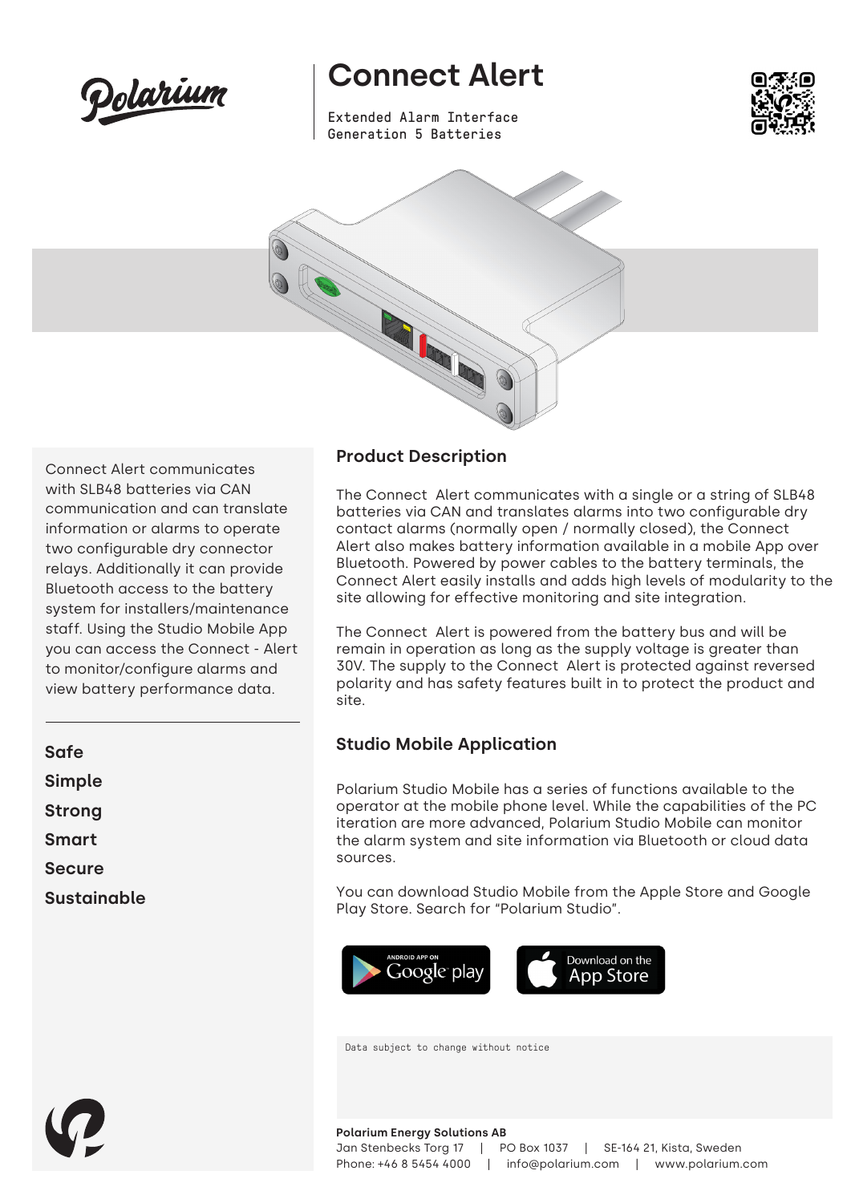# Connect Alert

Extended Alarm Interface
Generation 5 Batteries

Connect Alert communicates with SLB48 batteries via CAN communication and can translate information or alarms to operate two configurable dry connector relays. Additionally it can provide Bluetooth access to the battery system for installers/maintenance staff. Using the Studio Mobile App you can access the Connect - Alert to monitor/configure alarms and view battery performance data.

**Safe**
**Simple**
**Strong**
**Smart**
**Secure**
**Sustainable**

## Product Description

The Connect  Alert communicates with a single or a string of SLB48 batteries via CAN and translates alarms into two configurable dry contact alarms (normally open / normally closed), the Connect Alert also makes battery information available in a mobile App over Bluetooth. Powered by power cables to the battery terminals, the Connect Alert easily installs and adds high levels of modularity to the site allowing for effective monitoring and site integration.

The Connect  Alert is powered from the battery bus and will be remain in operation as long as the supply voltage is greater than 30V. The supply to the Connect  Alert is protected against reversed polarity and has safety features built in to protect the product and site.

## Studio Mobile Application

Polarium Studio Mobile has a series of functions available to the operator at the mobile phone level. While the capabilities of the PC iteration are more advanced, Polarium Studio Mobile can monitor the alarm system and site information via Bluetooth or cloud data sources.

You can download Studio Mobile from the Apple Store and Google Play Store. Search for "Polarium Studio".

ANDROID APP ON Google play | Download on the App Store

Data subject to change without notice

**Polarium Energy Solutions AB**
Jan Stenbecks Torg 17 | PO Box 1037 | SE-164 21, Kista, Sweden
Phone: +46 8 5454 4000 | info@polarium.com | www.polarium.com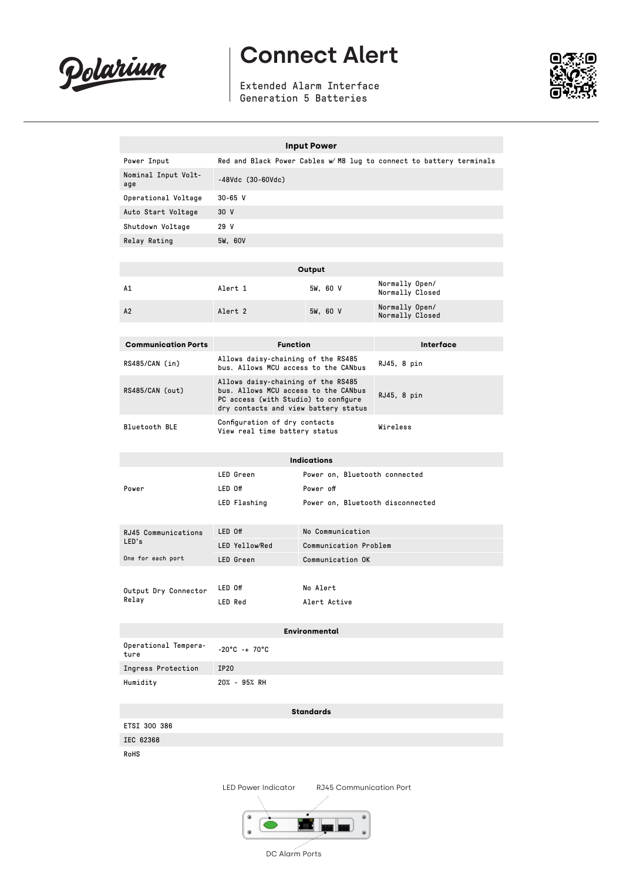# Connect Alert

Extended Alarm Interface
Generation 5 Batteries

| Input Power | |
|---|---|
| Power Input | Red and Black Power Cables w/ M8 lug to connect to battery terminals |
| Nominal Input Voltage | -48Vdc (30-60Vdc) |
| Operational Voltage | 30-65 V |
| Auto Start Voltage | 30 V |
| Shutdown Voltage | 29 V |
| Relay Rating | 5W, 60V |

| Output | | | |
|---|---|---|---|
| A1 | Alert 1 | 5W, 60 V | Normally Open/ Normally Closed |
| A2 | Alert 2 | 5W, 60 V | Normally Open/ Normally Closed |

| Communication Ports | Function | Interface |
|---|---|---|
| RS485/CAN (in) | Allows daisy-chaining of the RS485 bus. Allows MCU access to the CANbus | RJ45, 8 pin |
| RS485/CAN (out) | Allows daisy-chaining of the RS485 bus. Allows MCU access to the CANbus PC access (with Studio) to configure dry contacts and view battery status | RJ45, 8 pin |
| Bluetooth BLE | Configuration of dry contacts View real time battery status | Wireless |

| Indications | | |
|---|---|---|
| Power | LED Green | Power on, Bluetooth connected |
| | LED Off | Power off |
| | LED Flashing | Power on, Bluetooth disconnected |
| RJ45 Communications LED's<br>One for each port | LED Off | No Communication |
| | LED Yellow/Red | Communication Problem |
| | LED Green | Communication OK |
| Output Dry Connector Relay | LED Off | No Alert |
| | LED Red | Alert Active |

| Environmental | |
|---|---|
| Operational Temperature | -20°C -+ 70°C |
| Ingress Protection | IP20 |
| Humidity | 20% - 95% RH |

| Standards |
|---|
| ETSI 300 386 |
| IEC 62368 |
| RoHS |

LED Power Indicator

RJ45 Communication Port

DC Alarm Ports